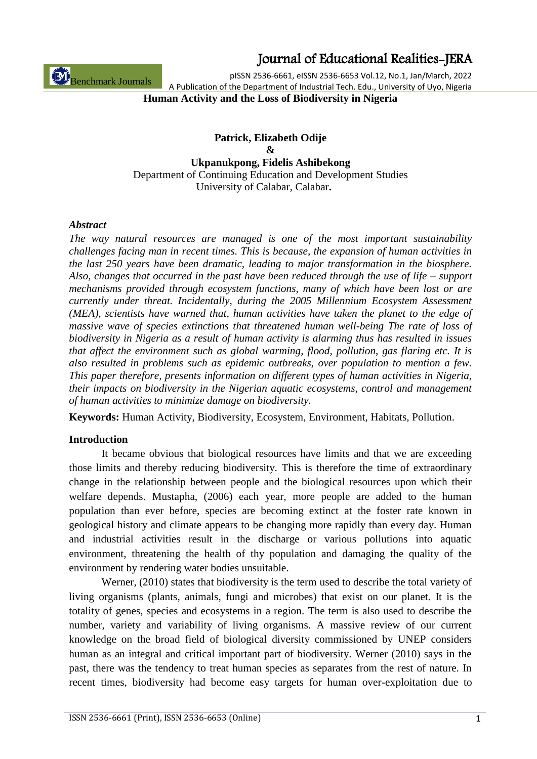# Human Activity and the Loss of Biodiversity in Nigeria

**Patrick, Elizabeth Odije**
**&**
**Ukpanukpong, Fidelis Ashibekong**
Department of Continuing Education and Development Studies
University of Calabar, Calabar**.**

### *Abstract*

*The way natural resources are managed is one of the most important sustainability challenges facing man in recent times. This is because, the expansion of human activities in the last 250 years have been dramatic, leading to major transformation in the biosphere. Also, changes that occurred in the past have been reduced through the use of life – support mechanisms provided through ecosystem functions, many of which have been lost or are currently under threat. Incidentally, during the 2005 Millennium Ecosystem Assessment (MEA), scientists have warned that, human activities have taken the planet to the edge of massive wave of species extinctions that threatened human well-being The rate of loss of biodiversity in Nigeria as a result of human activity is alarming thus has resulted in issues that affect the environment such as global warming, flood, pollution, gas flaring etc. It is also resulted in problems such as epidemic outbreaks, over population to mention a few. This paper therefore, presents information on different types of human activities in Nigeria, their impacts on biodiversity in the Nigerian aquatic ecosystems, control and management of human activities to minimize damage on biodiversity.*

**Keywords:** Human Activity, Biodiversity, Ecosystem, Environment, Habitats, Pollution.

### Introduction

It became obvious that biological resources have limits and that we are exceeding those limits and thereby reducing biodiversity. This is therefore the time of extraordinary change in the relationship between people and the biological resources upon which their welfare depends. Mustapha, (2006) each year, more people are added to the human population than ever before, species are becoming extinct at the foster rate known in geological history and climate appears to be changing more rapidly than every day. Human and industrial activities result in the discharge or various pollutions into aquatic environment, threatening the health of thy population and damaging the quality of the environment by rendering water bodies unsuitable.

Werner, (2010) states that biodiversity is the term used to describe the total variety of living organisms (plants, animals, fungi and microbes) that exist on our planet. It is the totality of genes, species and ecosystems in a region. The term is also used to describe the number, variety and variability of living organisms. A massive review of our current knowledge on the broad field of biological diversity commissioned by UNEP considers human as an integral and critical important part of biodiversity. Werner (2010) says in the past, there was the tendency to treat human species as separates from the rest of nature. In recent times, biodiversity had become easy targets for human over-exploitation due to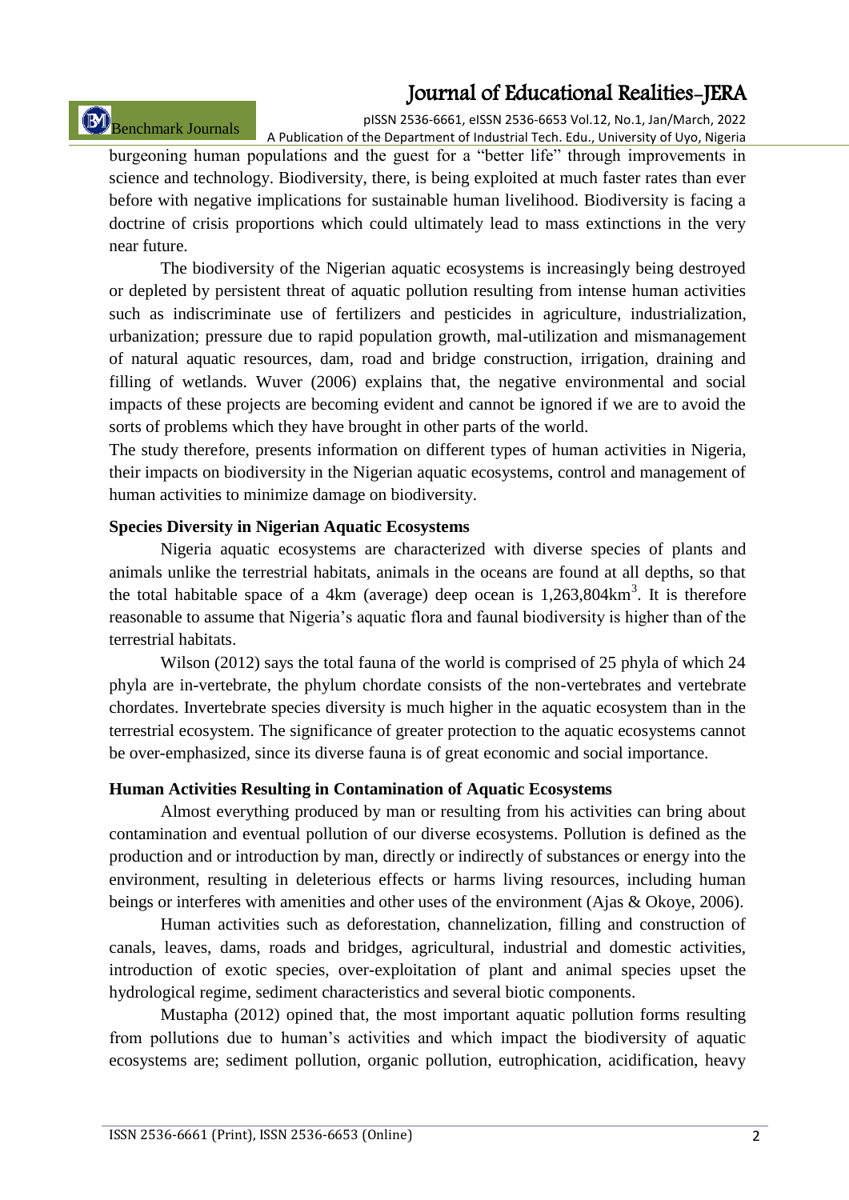burgeoning human populations and the guest for a "better life" through improvements in science and technology. Biodiversity, there, is being exploited at much faster rates than ever before with negative implications for sustainable human livelihood. Biodiversity is facing a doctrine of crisis proportions which could ultimately lead to mass extinctions in the very near future.

The biodiversity of the Nigerian aquatic ecosystems is increasingly being destroyed or depleted by persistent threat of aquatic pollution resulting from intense human activities such as indiscriminate use of fertilizers and pesticides in agriculture, industrialization, urbanization; pressure due to rapid population growth, mal-utilization and mismanagement of natural aquatic resources, dam, road and bridge construction, irrigation, draining and filling of wetlands. Wuver (2006) explains that, the negative environmental and social impacts of these projects are becoming evident and cannot be ignored if we are to avoid the sorts of problems which they have brought in other parts of the world.

The study therefore, presents information on different types of human activities in Nigeria, their impacts on biodiversity in the Nigerian aquatic ecosystems, control and management of human activities to minimize damage on biodiversity.

**Species Diversity in Nigerian Aquatic Ecosystems**

Nigeria aquatic ecosystems are characterized with diverse species of plants and animals unlike the terrestrial habitats, animals in the oceans are found at all depths, so that the total habitable space of a 4km (average) deep ocean is 1,263,804km$^3$. It is therefore reasonable to assume that Nigeria's aquatic flora and faunal biodiversity is higher than of the terrestrial habitats.

Wilson (2012) says the total fauna of the world is comprised of 25 phyla of which 24 phyla are in-vertebrate, the phylum chordate consists of the non-vertebrates and vertebrate chordates. Invertebrate species diversity is much higher in the aquatic ecosystem than in the terrestrial ecosystem. The significance of greater protection to the aquatic ecosystems cannot be over-emphasized, since its diverse fauna is of great economic and social importance.

**Human Activities Resulting in Contamination of Aquatic Ecosystems**

Almost everything produced by man or resulting from his activities can bring about contamination and eventual pollution of our diverse ecosystems. Pollution is defined as the production and or introduction by man, directly or indirectly of substances or energy into the environment, resulting in deleterious effects or harms living resources, including human beings or interferes with amenities and other uses of the environment (Ajas & Okoye, 2006).

Human activities such as deforestation, channelization, filling and construction of canals, leaves, dams, roads and bridges, agricultural, industrial and domestic activities, introduction of exotic species, over-exploitation of plant and animal species upset the hydrological regime, sediment characteristics and several biotic components.

Mustapha (2012) opined that, the most important aquatic pollution forms resulting from pollutions due to human's activities and which impact the biodiversity of aquatic ecosystems are; sediment pollution, organic pollution, eutrophication, acidification, heavy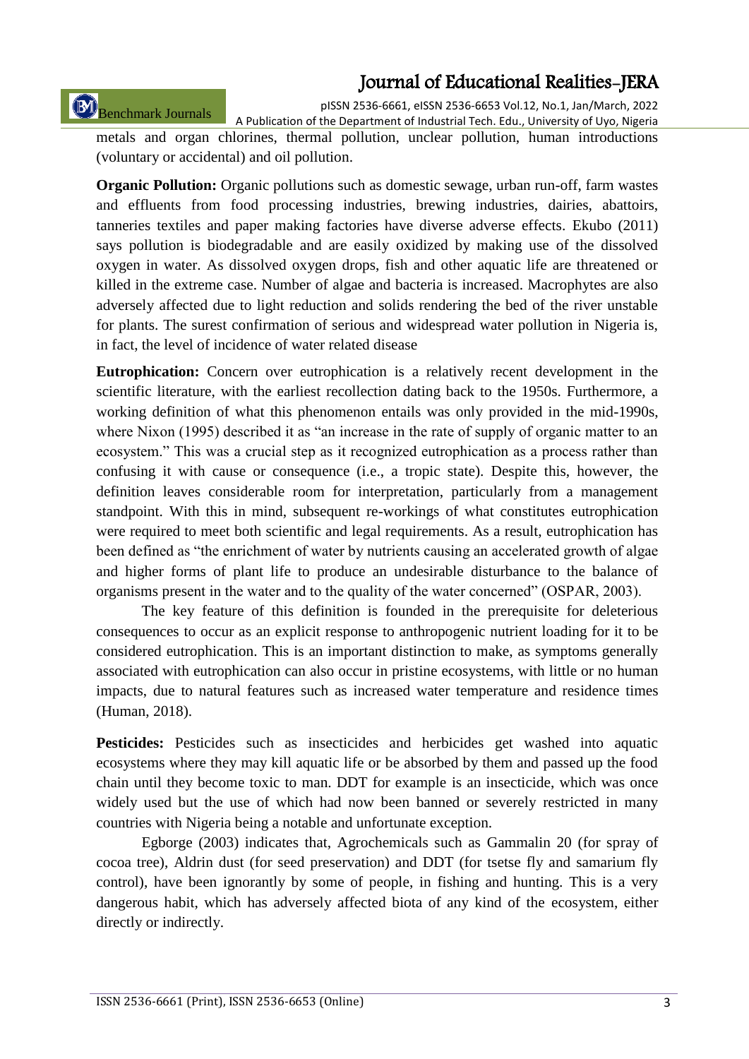metals and organ chlorines, thermal pollution, unclear pollution, human introductions (voluntary or accidental) and oil pollution.

**Organic Pollution:** Organic pollutions such as domestic sewage, urban run-off, farm wastes and effluents from food processing industries, brewing industries, dairies, abattoirs, tanneries textiles and paper making factories have diverse adverse effects. Ekubo (2011) says pollution is biodegradable and are easily oxidized by making use of the dissolved oxygen in water. As dissolved oxygen drops, fish and other aquatic life are threatened or killed in the extreme case. Number of algae and bacteria is increased. Macrophytes are also adversely affected due to light reduction and solids rendering the bed of the river unstable for plants. The surest confirmation of serious and widespread water pollution in Nigeria is, in fact, the level of incidence of water related disease

**Eutrophication:** Concern over eutrophication is a relatively recent development in the scientific literature, with the earliest recollection dating back to the 1950s. Furthermore, a working definition of what this phenomenon entails was only provided in the mid-1990s, where Nixon (1995) described it as "an increase in the rate of supply of organic matter to an ecosystem." This was a crucial step as it recognized eutrophication as a process rather than confusing it with cause or consequence (i.e., a tropic state). Despite this, however, the definition leaves considerable room for interpretation, particularly from a management standpoint. With this in mind, subsequent re-workings of what constitutes eutrophication were required to meet both scientific and legal requirements. As a result, eutrophication has been defined as "the enrichment of water by nutrients causing an accelerated growth of algae and higher forms of plant life to produce an undesirable disturbance to the balance of organisms present in the water and to the quality of the water concerned" (OSPAR, 2003).

The key feature of this definition is founded in the prerequisite for deleterious consequences to occur as an explicit response to anthropogenic nutrient loading for it to be considered eutrophication. This is an important distinction to make, as symptoms generally associated with eutrophication can also occur in pristine ecosystems, with little or no human impacts, due to natural features such as increased water temperature and residence times (Human, 2018).

**Pesticides:** Pesticides such as insecticides and herbicides get washed into aquatic ecosystems where they may kill aquatic life or be absorbed by them and passed up the food chain until they become toxic to man. DDT for example is an insecticide, which was once widely used but the use of which had now been banned or severely restricted in many countries with Nigeria being a notable and unfortunate exception.

Egborge (2003) indicates that, Agrochemicals such as Gammalin 20 (for spray of cocoa tree), Aldrin dust (for seed preservation) and DDT (for tsetse fly and samarium fly control), have been ignorantly by some of people, in fishing and hunting. This is a very dangerous habit, which has adversely affected biota of any kind of the ecosystem, either directly or indirectly.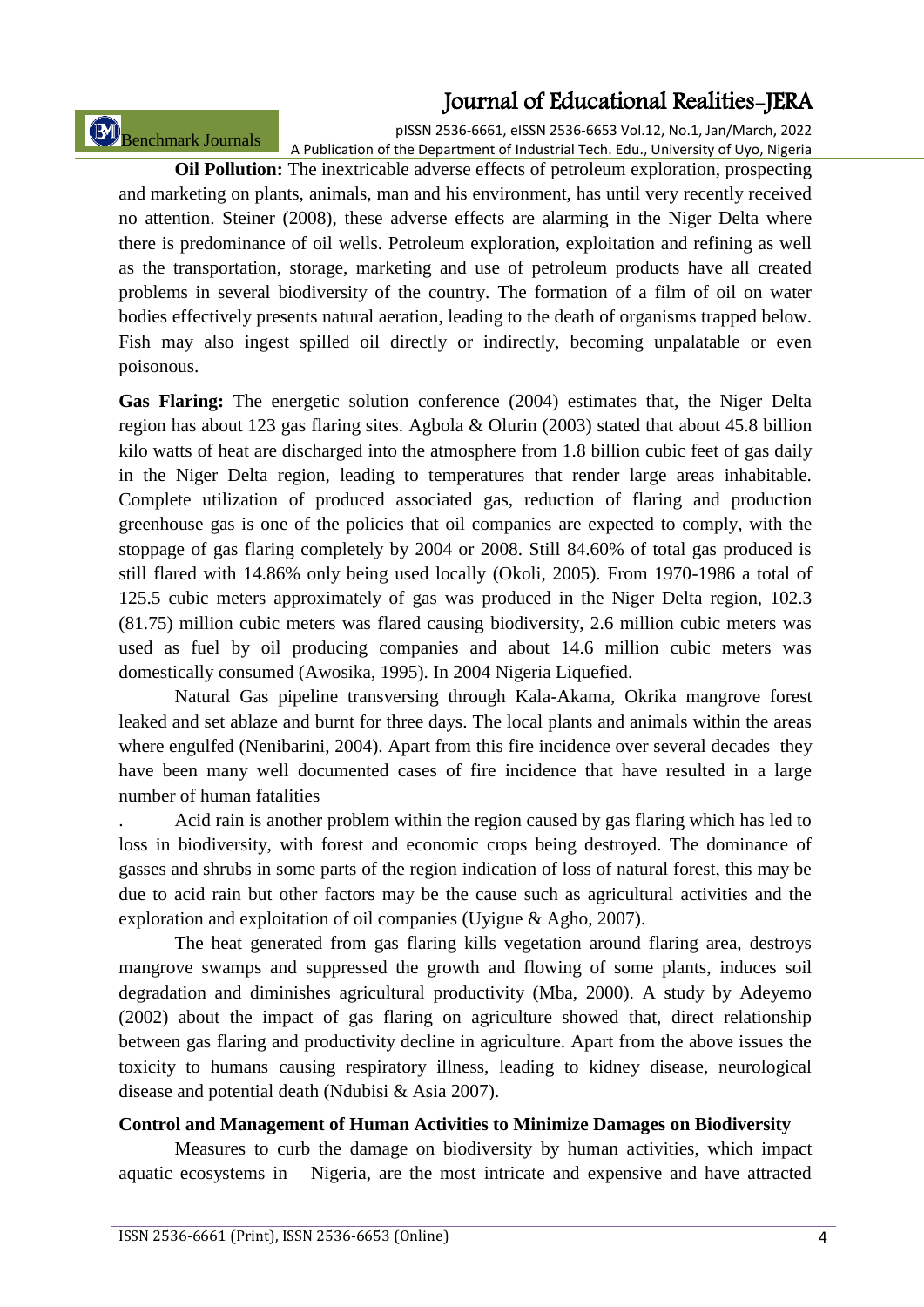**Oil Pollution:** The inextricable adverse effects of petroleum exploration, prospecting and marketing on plants, animals, man and his environment, has until very recently received no attention. Steiner (2008), these adverse effects are alarming in the Niger Delta where there is predominance of oil wells. Petroleum exploration, exploitation and refining as well as the transportation, storage, marketing and use of petroleum products have all created problems in several biodiversity of the country. The formation of a film of oil on water bodies effectively presents natural aeration, leading to the death of organisms trapped below. Fish may also ingest spilled oil directly or indirectly, becoming unpalatable or even poisonous.

**Gas Flaring:** The energetic solution conference (2004) estimates that, the Niger Delta region has about 123 gas flaring sites. Agbola & Olurin (2003) stated that about 45.8 billion kilo watts of heat are discharged into the atmosphere from 1.8 billion cubic feet of gas daily in the Niger Delta region, leading to temperatures that render large areas inhabitable. Complete utilization of produced associated gas, reduction of flaring and production greenhouse gas is one of the policies that oil companies are expected to comply, with the stoppage of gas flaring completely by 2004 or 2008. Still 84.60% of total gas produced is still flared with 14.86% only being used locally (Okoli, 2005). From 1970-1986 a total of 125.5 cubic meters approximately of gas was produced in the Niger Delta region, 102.3 (81.75) million cubic meters was flared causing biodiversity, 2.6 million cubic meters was used as fuel by oil producing companies and about 14.6 million cubic meters was domestically consumed (Awosika, 1995). In 2004 Nigeria Liquefied.

Natural Gas pipeline transversing through Kala-Akama, Okrika mangrove forest leaked and set ablaze and burnt for three days. The local plants and animals within the areas where engulfed (Nenibarini, 2004). Apart from this fire incidence over several decades they have been many well documented cases of fire incidence that have resulted in a large number of human fatalities

. Acid rain is another problem within the region caused by gas flaring which has led to loss in biodiversity, with forest and economic crops being destroyed. The dominance of gasses and shrubs in some parts of the region indication of loss of natural forest, this may be due to acid rain but other factors may be the cause such as agricultural activities and the exploration and exploitation of oil companies (Uyigue & Agho, 2007).

The heat generated from gas flaring kills vegetation around flaring area, destroys mangrove swamps and suppressed the growth and flowing of some plants, induces soil degradation and diminishes agricultural productivity (Mba, 2000). A study by Adeyemo (2002) about the impact of gas flaring on agriculture showed that, direct relationship between gas flaring and productivity decline in agriculture. Apart from the above issues the toxicity to humans causing respiratory illness, leading to kidney disease, neurological disease and potential death (Ndubisi & Asia 2007).

**Control and Management of Human Activities to Minimize Damages on Biodiversity**

Measures to curb the damage on biodiversity by human activities, which impact aquatic ecosystems in Nigeria, are the most intricate and expensive and have attracted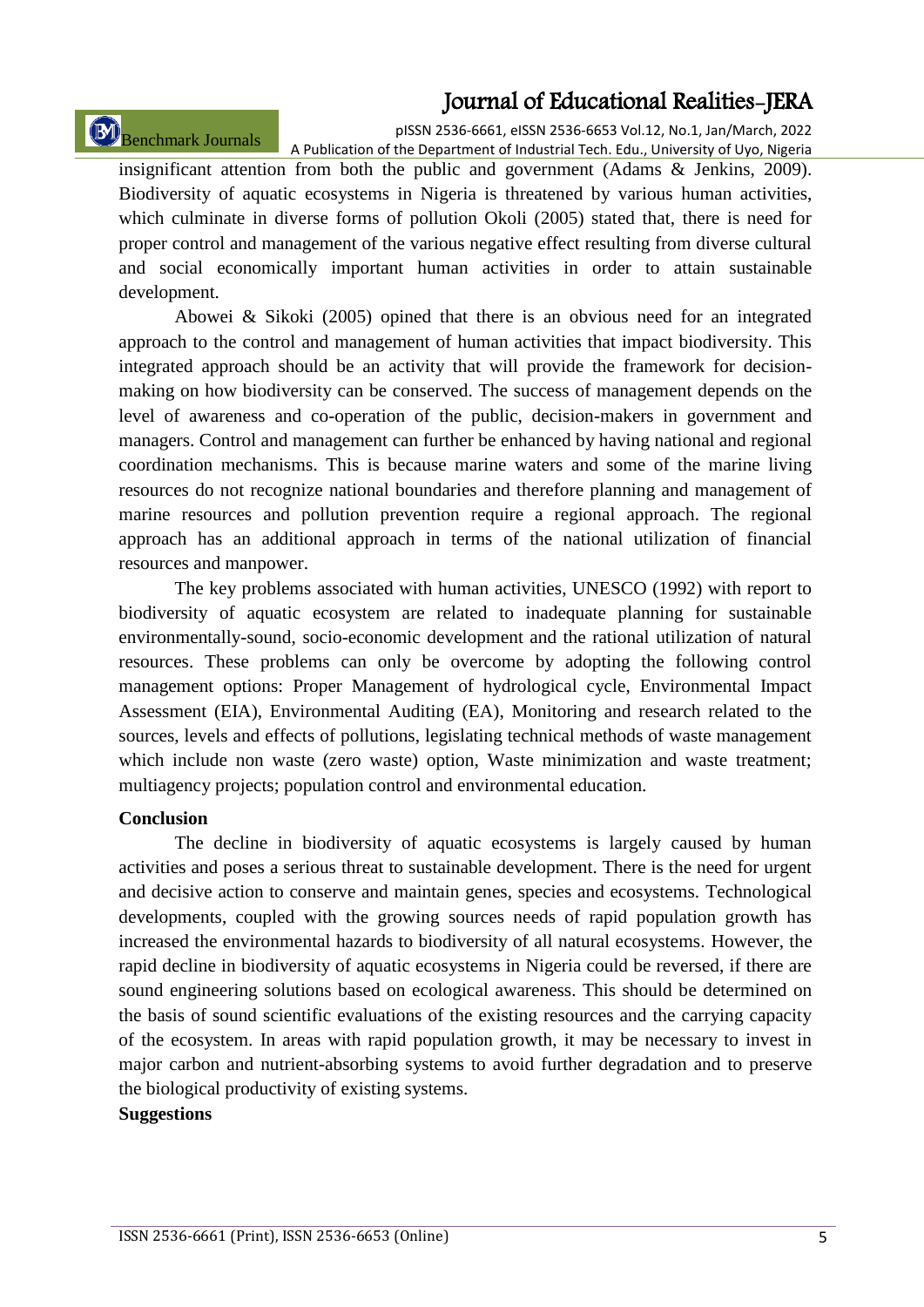insignificant attention from both the public and government (Adams & Jenkins, 2009). Biodiversity of aquatic ecosystems in Nigeria is threatened by various human activities, which culminate in diverse forms of pollution Okoli (2005) stated that, there is need for proper control and management of the various negative effect resulting from diverse cultural and social economically important human activities in order to attain sustainable development.

Abowei & Sikoki (2005) opined that there is an obvious need for an integrated approach to the control and management of human activities that impact biodiversity. This integrated approach should be an activity that will provide the framework for decision-making on how biodiversity can be conserved. The success of management depends on the level of awareness and co-operation of the public, decision-makers in government and managers. Control and management can further be enhanced by having national and regional coordination mechanisms. This is because marine waters and some of the marine living resources do not recognize national boundaries and therefore planning and management of marine resources and pollution prevention require a regional approach. The regional approach has an additional approach in terms of the national utilization of financial resources and manpower.

The key problems associated with human activities, UNESCO (1992) with report to biodiversity of aquatic ecosystem are related to inadequate planning for sustainable environmentally-sound, socio-economic development and the rational utilization of natural resources. These problems can only be overcome by adopting the following control management options: Proper Management of hydrological cycle, Environmental Impact Assessment (EIA), Environmental Auditing (EA), Monitoring and research related to the sources, levels and effects of pollutions, legislating technical methods of waste management which include non waste (zero waste) option, Waste minimization and waste treatment; multiagency projects; population control and environmental education.

**Conclusion**

The decline in biodiversity of aquatic ecosystems is largely caused by human activities and poses a serious threat to sustainable development. There is the need for urgent and decisive action to conserve and maintain genes, species and ecosystems. Technological developments, coupled with the growing sources needs of rapid population growth has increased the environmental hazards to biodiversity of all natural ecosystems. However, the rapid decline in biodiversity of aquatic ecosystems in Nigeria could be reversed, if there are sound engineering solutions based on ecological awareness. This should be determined on the basis of sound scientific evaluations of the existing resources and the carrying capacity of the ecosystem. In areas with rapid population growth, it may be necessary to invest in major carbon and nutrient-absorbing systems to avoid further degradation and to preserve the biological productivity of existing systems.

**Suggestions**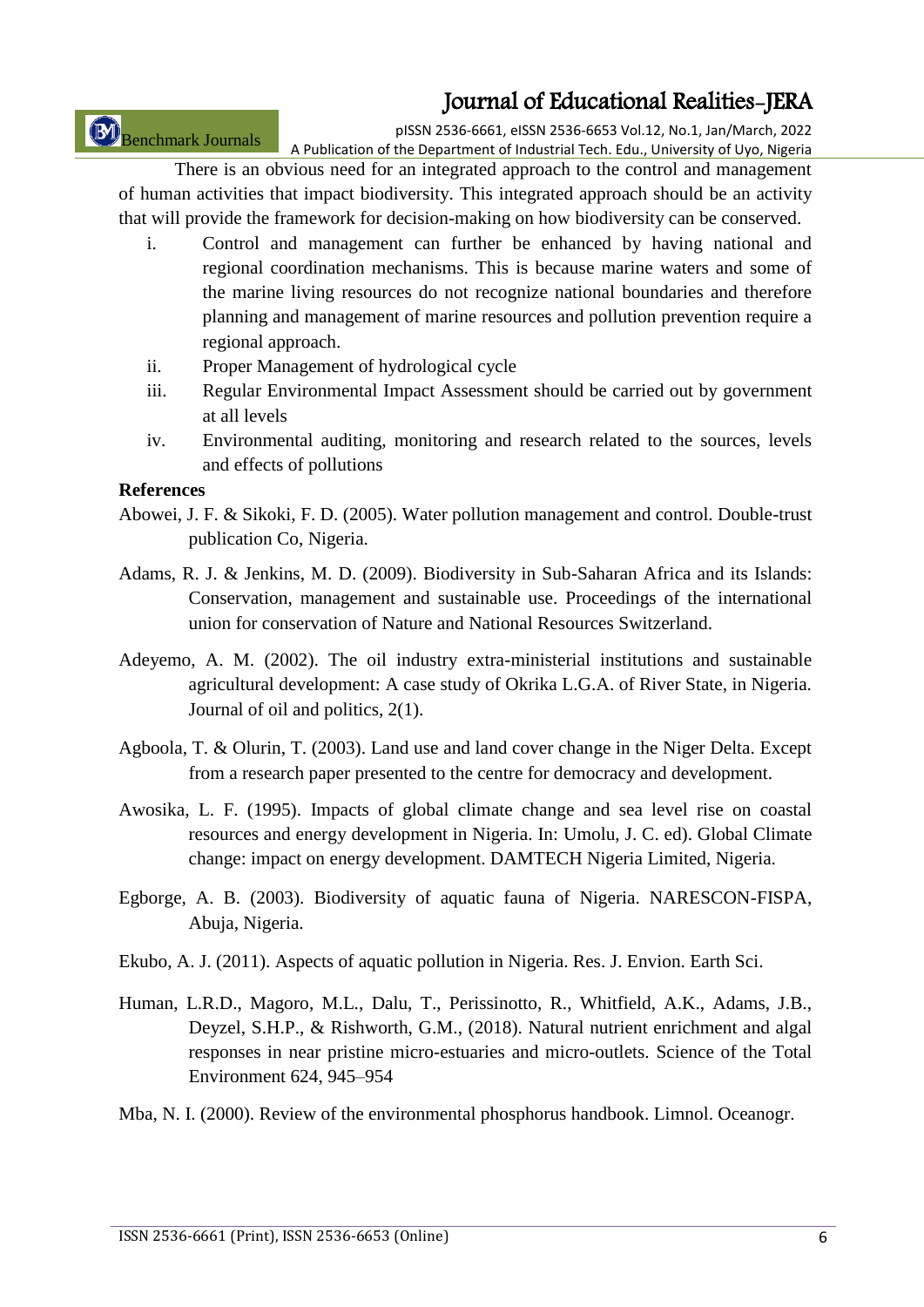There is an obvious need for an integrated approach to the control and management of human activities that impact biodiversity. This integrated approach should be an activity that will provide the framework for decision-making on how biodiversity can be conserved.

i. Control and management can further be enhanced by having national and regional coordination mechanisms. This is because marine waters and some of the marine living resources do not recognize national boundaries and therefore planning and management of marine resources and pollution prevention require a regional approach.
ii. Proper Management of hydrological cycle
iii. Regular Environmental Impact Assessment should be carried out by government at all levels
iv. Environmental auditing, monitoring and research related to the sources, levels and effects of pollutions

**References**

Abowei, J. F. & Sikoki, F. D. (2005). Water pollution management and control. Double-trust publication Co, Nigeria.

Adams, R. J. & Jenkins, M. D. (2009). Biodiversity in Sub-Saharan Africa and its Islands: Conservation, management and sustainable use. Proceedings of the international union for conservation of Nature and National Resources Switzerland.

Adeyemo, A. M. (2002). The oil industry extra-ministerial institutions and sustainable agricultural development: A case study of Okrika L.G.A. of River State, in Nigeria. Journal of oil and politics, 2(1).

Agboola, T. & Olurin, T. (2003). Land use and land cover change in the Niger Delta. Except from a research paper presented to the centre for democracy and development.

Awosika, L. F. (1995). Impacts of global climate change and sea level rise on coastal resources and energy development in Nigeria. In: Umolu, J. C. ed). Global Climate change: impact on energy development. DAMTECH Nigeria Limited, Nigeria.

Egborge, A. B. (2003). Biodiversity of aquatic fauna of Nigeria. NARESCON-FISPA, Abuja, Nigeria.

Ekubo, A. J. (2011). Aspects of aquatic pollution in Nigeria. Res. J. Envion. Earth Sci.

Human, L.R.D., Magoro, M.L., Dalu, T., Perissinotto, R., Whitfield, A.K., Adams, J.B., Deyzel, S.H.P., & Rishworth, G.M., (2018). Natural nutrient enrichment and algal responses in near pristine micro-estuaries and micro-outlets. Science of the Total Environment 624, 945–954

Mba, N. I. (2000). Review of the environmental phosphorus handbook. Limnol. Oceanogr.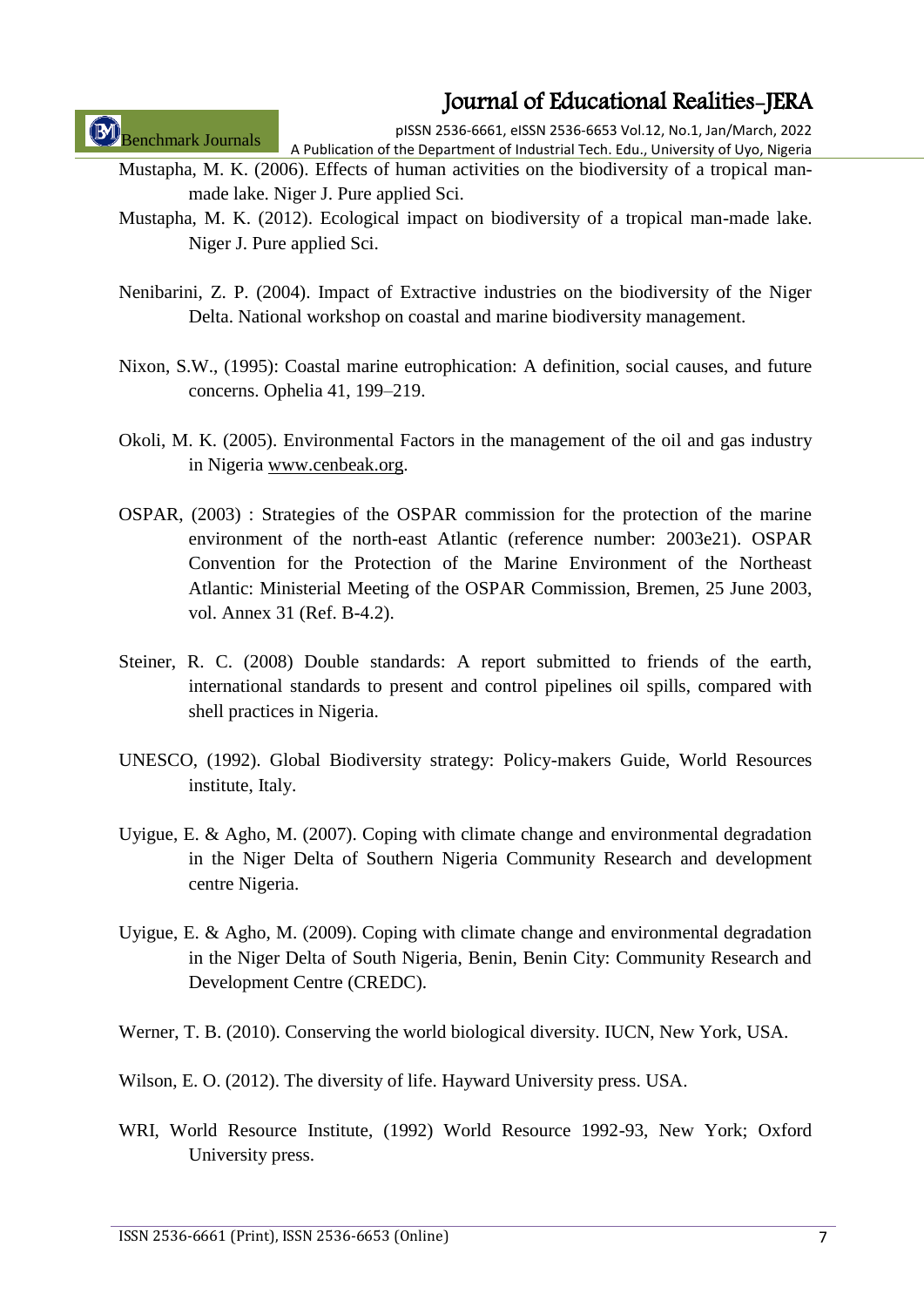Mustapha, M. K. (2006). Effects of human activities on the biodiversity of a tropical man-made lake. Niger J. Pure applied Sci.

Mustapha, M. K. (2012). Ecological impact on biodiversity of a tropical man-made lake. Niger J. Pure applied Sci.

Nenibarini, Z. P. (2004). Impact of Extractive industries on the biodiversity of the Niger Delta. National workshop on coastal and marine biodiversity management.

Nixon, S.W., (1995): Coastal marine eutrophication: A definition, social causes, and future concerns. Ophelia 41, 199–219.

Okoli, M. K. (2005). Environmental Factors in the management of the oil and gas industry in Nigeria www.cenbeak.org.

OSPAR, (2003) : Strategies of the OSPAR commission for the protection of the marine environment of the north-east Atlantic (reference number: 2003e21). OSPAR Convention for the Protection of the Marine Environment of the Northeast Atlantic: Ministerial Meeting of the OSPAR Commission, Bremen, 25 June 2003, vol. Annex 31 (Ref. B-4.2).

Steiner, R. C. (2008) Double standards: A report submitted to friends of the earth, international standards to present and control pipelines oil spills, compared with shell practices in Nigeria.

UNESCO, (1992). Global Biodiversity strategy: Policy-makers Guide, World Resources institute, Italy.

Uyigue, E. & Agho, M. (2007). Coping with climate change and environmental degradation in the Niger Delta of Southern Nigeria Community Research and development centre Nigeria.

Uyigue, E. & Agho, M. (2009). Coping with climate change and environmental degradation in the Niger Delta of South Nigeria, Benin, Benin City: Community Research and Development Centre (CREDC).

Werner, T. B. (2010). Conserving the world biological diversity. IUCN, New York, USA.

Wilson, E. O. (2012). The diversity of life. Hayward University press. USA.

WRI, World Resource Institute, (1992) World Resource 1992-93, New York; Oxford University press.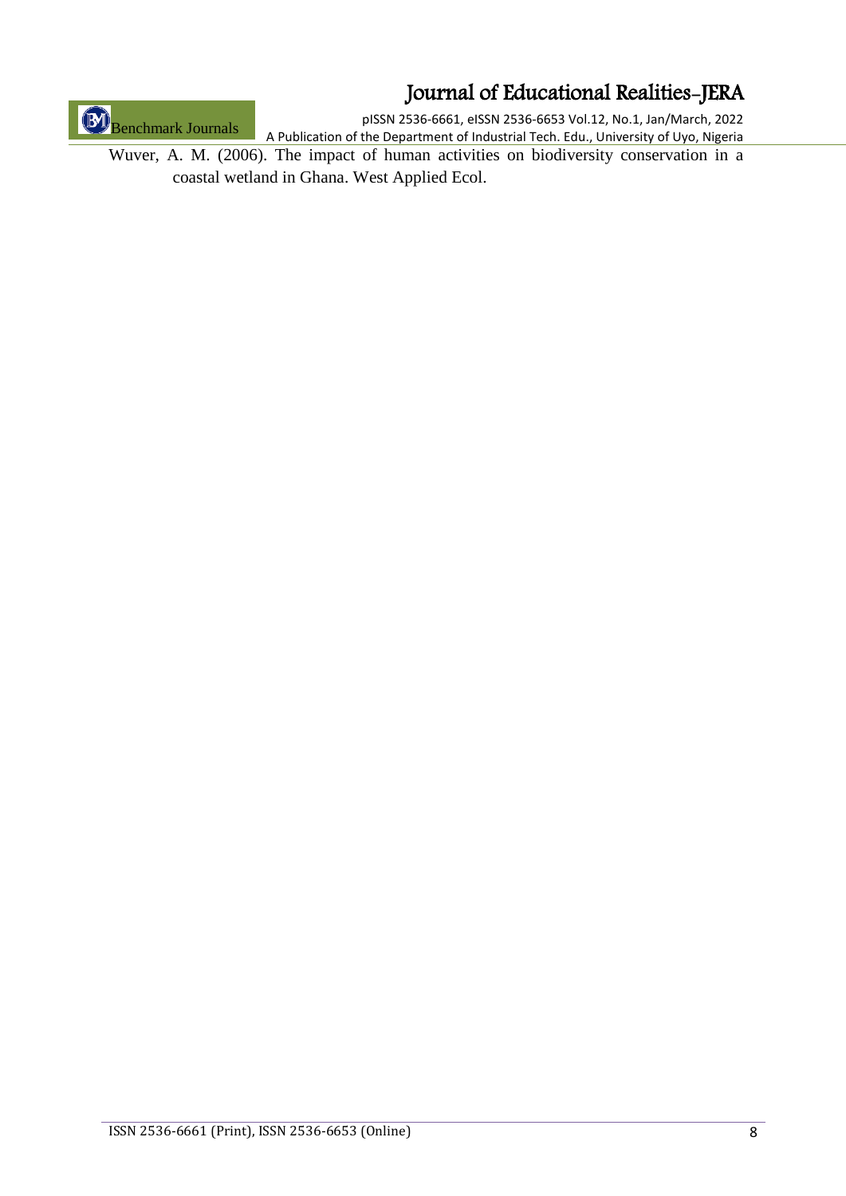Wuver, A. M. (2006). The impact of human activities on biodiversity conservation in a coastal wetland in Ghana. West Applied Ecol.